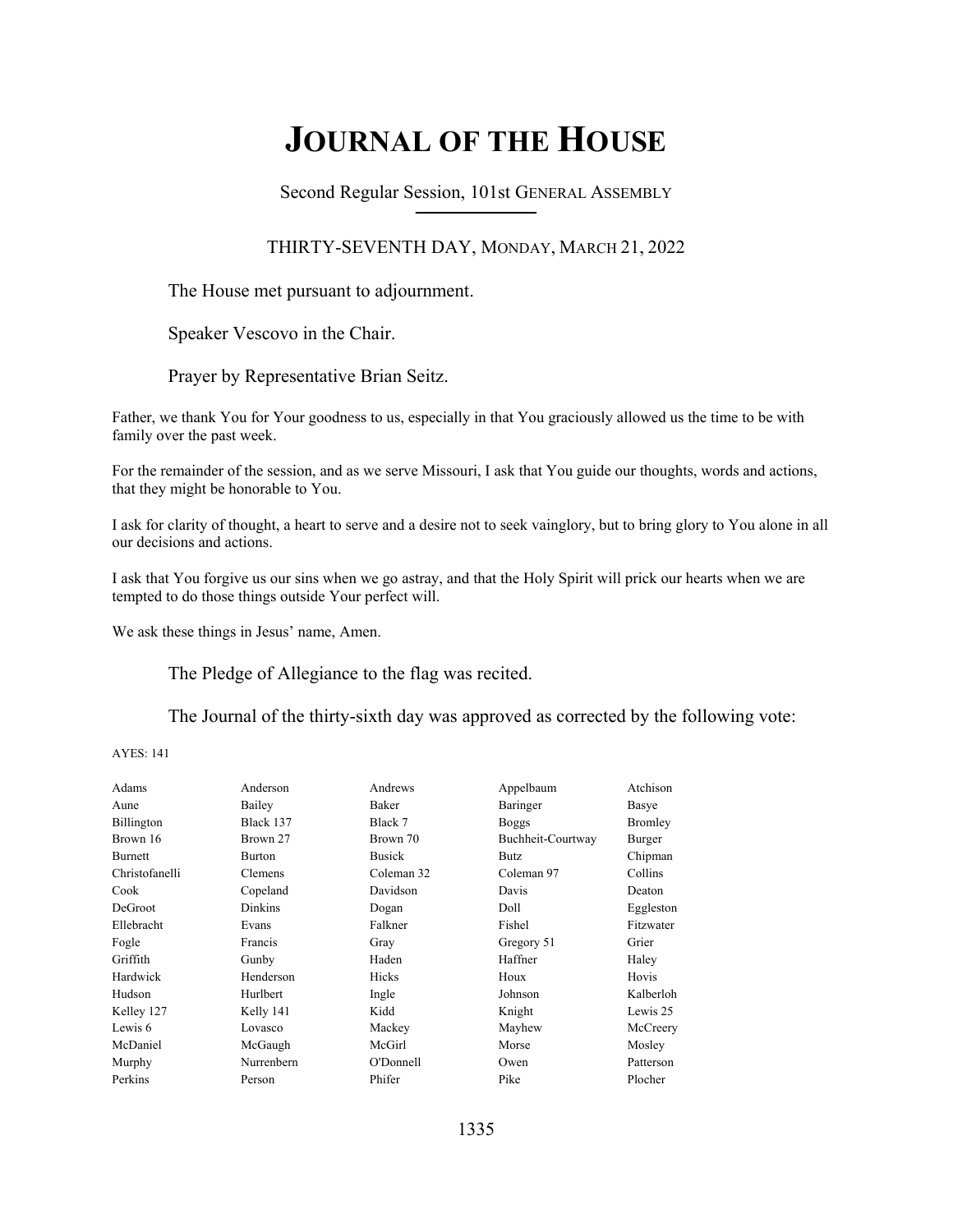# JOURNAL OF THE HOUSE

Second Regular Session, 101st GENERAL ASSEMBLY

THIRTY-SEVENTH DAY, MONDAY, MARCH 21, 2022

The House met pursuant to adjournment.

Speaker Vescovo in the Chair.

Prayer by Representative Brian Seitz.

Father, we thank You for Your goodness to us, especially in that You graciously allowed us the time to be with family over the past week.

For the remainder of the session, and as we serve Missouri, I ask that You guide our thoughts, words and actions, that they might be honorable to You.

I ask for clarity of thought, a heart to serve and a desire not to seek vainglory, but to bring glory to You alone in all our decisions and actions.

I ask that You forgive us our sins when we go astray, and that the Holy Spirit will prick our hearts when we are tempted to do those things outside Your perfect will.

We ask these things in Jesus' name, Amen.

The Pledge of Allegiance to the flag was recited.

The Journal of the thirty-sixth day was approved as corrected by the following vote:

AYES: 141

| | | | | |
|---|---|---|---|---|
| Adams | Anderson | Andrews | Appelbaum | Atchison |
| Aune | Bailey | Baker | Baringer | Basye |
| Billington | Black 137 | Black 7 | Boggs | Bromley |
| Brown 16 | Brown 27 | Brown 70 | Buchheit-Courtway | Burger |
| Burnett | Burton | Busick | Butz | Chipman |
| Christofanelli | Clemens | Coleman 32 | Coleman 97 | Collins |
| Cook | Copeland | Davidson | Davis | Deaton |
| DeGroot | Dinkins | Dogan | Doll | Eggleston |
| Ellebracht | Evans | Falkner | Fishel | Fitzwater |
| Fogle | Francis | Gray | Gregory 51 | Grier |
| Griffith | Gunby | Haden | Haffner | Haley |
| Hardwick | Henderson | Hicks | Houx | Hovis |
| Hudson | Hurlbert | Ingle | Johnson | Kalberloh |
| Kelley 127 | Kelly 141 | Kidd | Knight | Lewis 25 |
| Lewis 6 | Lovasco | Mackey | Mayhew | McCreery |
| McDaniel | McGaugh | McGirl | Morse | Mosley |
| Murphy | Nurrenbern | O'Donnell | Owen | Patterson |
| Perkins | Person | Phifer | Pike | Plocher |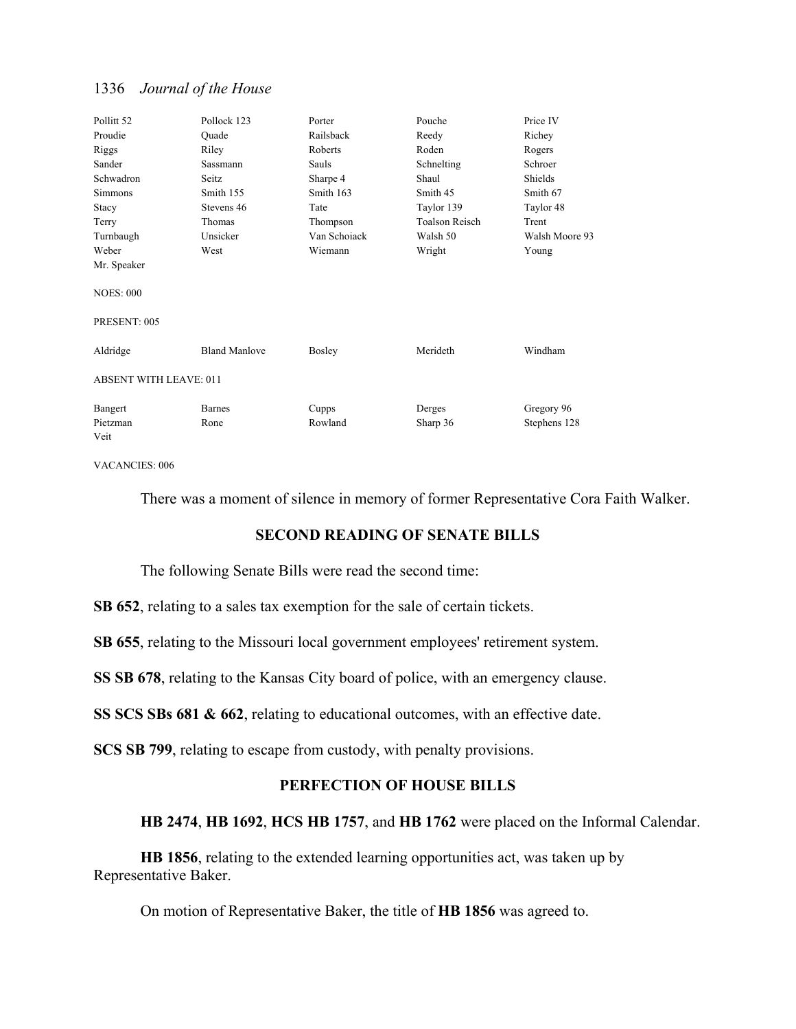| | | | | |
|---|---|---|---|---|
| Pollitt 52 | Pollock 123 | Porter | Pouche | Price IV |
| Proudie | Quade | Railsback | Reedy | Richey |
| Riggs | Riley | Roberts | Roden | Rogers |
| Sander | Sassmann | Sauls | Schnelting | Schroer |
| Schwadron | Seitz | Sharpe 4 | Shaul | Shields |
| Simmons | Smith 155 | Smith 163 | Smith 45 | Smith 67 |
| Stacy | Stevens 46 | Tate | Taylor 139 | Taylor 48 |
| Terry | Thomas | Thompson | Toalson Reisch | Trent |
| Turnbaugh | Unsicker | Van Schoiack | Walsh 50 | Walsh Moore 93 |
| Weber | West | Wiemann | Wright | Young |
| Mr. Speaker | | | | |

NOES: 000

PRESENT: 005

| | | | | |
|---|---|---|---|---|
| Aldridge | Bland Manlove | Bosley | Merideth | Windham |

ABSENT WITH LEAVE: 011

| | | | | |
|---|---|---|---|---|
| Bangert | Barnes | Cupps | Derges | Gregory 96 |
| Pietzman | Rone | Rowland | Sharp 36 | Stephens 128 |
| Veit | | | | |

VACANCIES: 006

There was a moment of silence in memory of former Representative Cora Faith Walker.

## SECOND READING OF SENATE BILLS

The following Senate Bills were read the second time:

**SB 652**, relating to a sales tax exemption for the sale of certain tickets.

**SB 655**, relating to the Missouri local government employees' retirement system.

**SS SB 678**, relating to the Kansas City board of police, with an emergency clause.

**SS SCS SBs 681 & 662**, relating to educational outcomes, with an effective date.

**SCS SB 799**, relating to escape from custody, with penalty provisions.

## PERFECTION OF HOUSE BILLS

**HB 2474**, **HB 1692**, **HCS HB 1757**, and **HB 1762** were placed on the Informal Calendar.

**HB 1856**, relating to the extended learning opportunities act, was taken up by Representative Baker.

On motion of Representative Baker, the title of **HB 1856** was agreed to.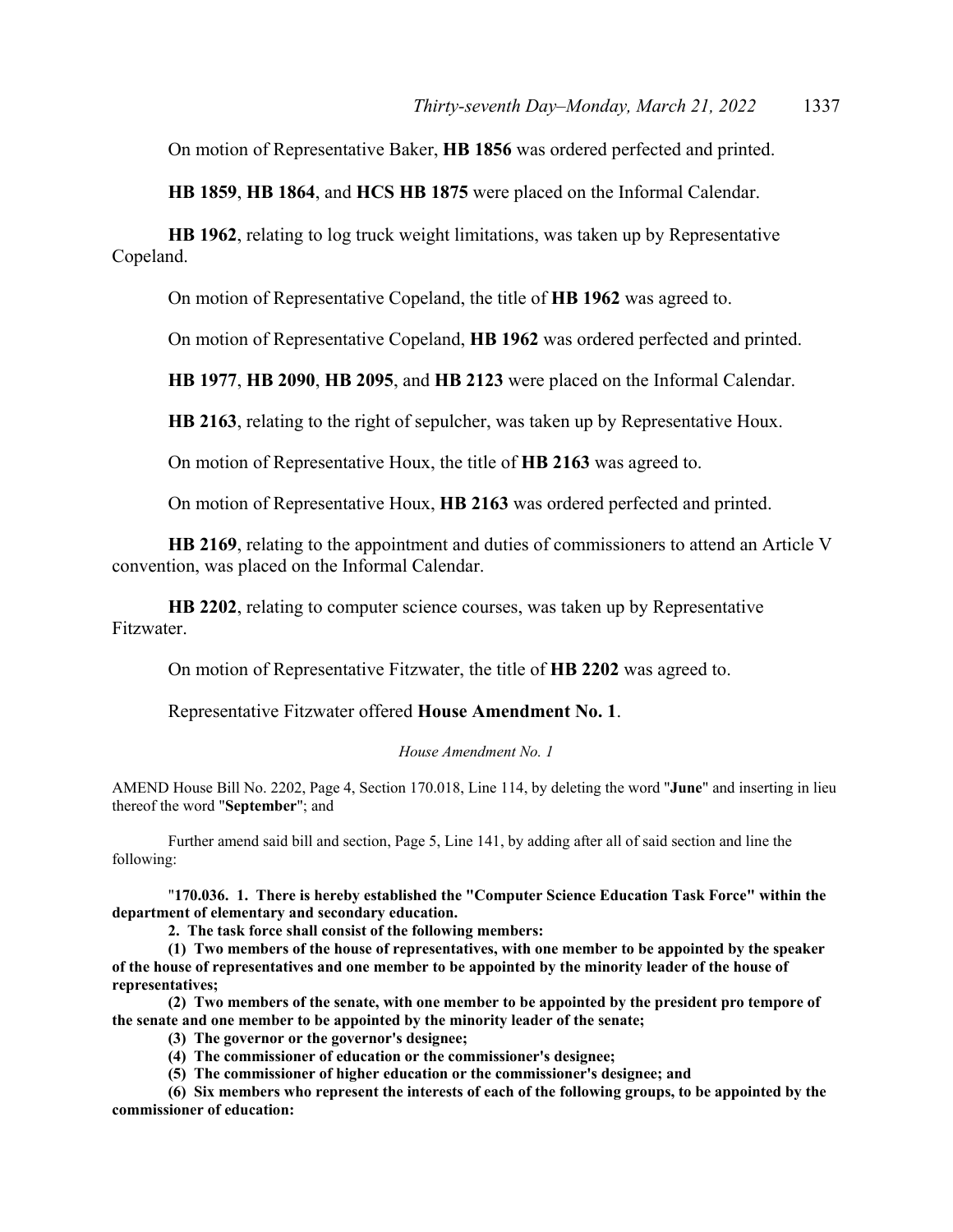On motion of Representative Baker, **HB 1856** was ordered perfected and printed.

**HB 1859**, **HB 1864**, and **HCS HB 1875** were placed on the Informal Calendar.

**HB 1962**, relating to log truck weight limitations, was taken up by Representative Copeland.

On motion of Representative Copeland, the title of **HB 1962** was agreed to.

On motion of Representative Copeland, **HB 1962** was ordered perfected and printed.

**HB 1977**, **HB 2090**, **HB 2095**, and **HB 2123** were placed on the Informal Calendar.

**HB 2163**, relating to the right of sepulcher, was taken up by Representative Houx.

On motion of Representative Houx, the title of **HB 2163** was agreed to.

On motion of Representative Houx, **HB 2163** was ordered perfected and printed.

**HB 2169**, relating to the appointment and duties of commissioners to attend an Article V convention, was placed on the Informal Calendar.

**HB 2202**, relating to computer science courses, was taken up by Representative Fitzwater.

On motion of Representative Fitzwater, the title of **HB 2202** was agreed to.

Representative Fitzwater offered **House Amendment No. 1**.

*House Amendment No. 1*

AMEND House Bill No. 2202, Page 4, Section 170.018, Line 114, by deleting the word "**June**" and inserting in lieu thereof the word "**September**"; and

Further amend said bill and section, Page 5, Line 141, by adding after all of said section and line the following:

"**170.036. 1. There is hereby established the "Computer Science Education Task Force" within the department of elementary and secondary education.**

**2. The task force shall consist of the following members:**

**(1) Two members of the house of representatives, with one member to be appointed by the speaker of the house of representatives and one member to be appointed by the minority leader of the house of representatives;**

**(2) Two members of the senate, with one member to be appointed by the president pro tempore of the senate and one member to be appointed by the minority leader of the senate;**

**(3) The governor or the governor's designee;**

**(4) The commissioner of education or the commissioner's designee;**

**(5) The commissioner of higher education or the commissioner's designee; and**

**(6) Six members who represent the interests of each of the following groups, to be appointed by the commissioner of education:**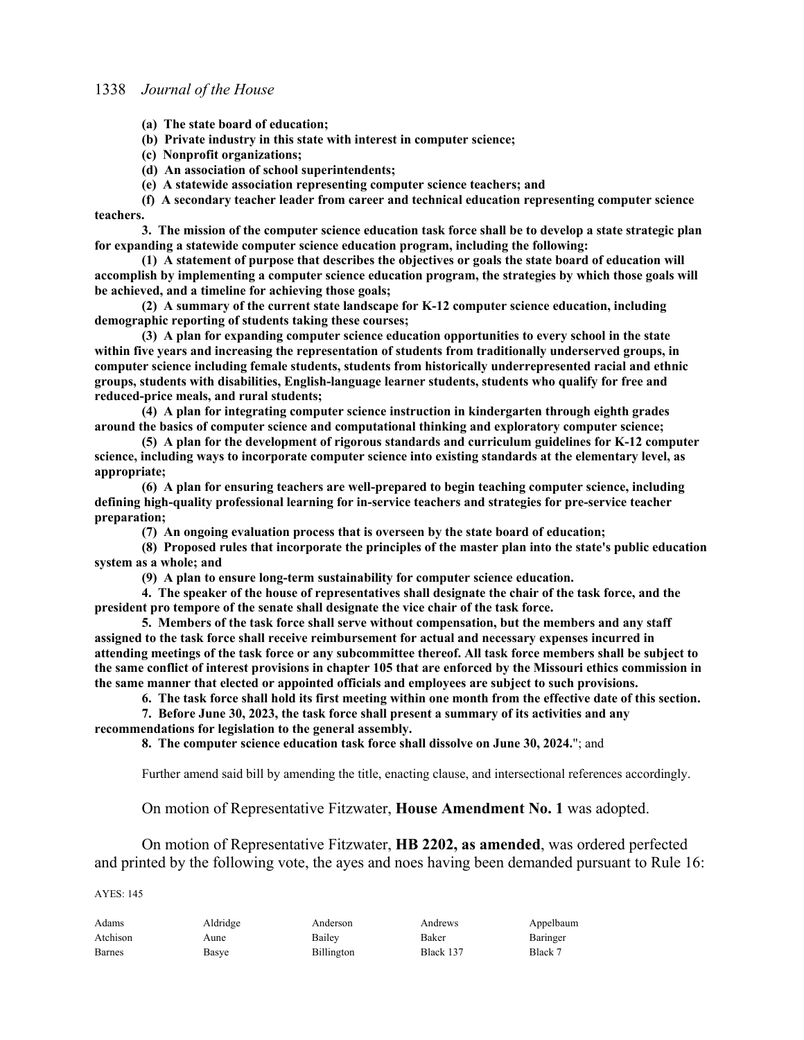**(a) The state board of education;**

**(b) Private industry in this state with interest in computer science;**

**(c) Nonprofit organizations;**

**(d) An association of school superintendents;**

**(e) A statewide association representing computer science teachers; and**

**(f) A secondary teacher leader from career and technical education representing computer science teachers.**

**3. The mission of the computer science education task force shall be to develop a state strategic plan for expanding a statewide computer science education program, including the following:**

**(1) A statement of purpose that describes the objectives or goals the state board of education will accomplish by implementing a computer science education program, the strategies by which those goals will be achieved, and a timeline for achieving those goals;**

**(2) A summary of the current state landscape for K-12 computer science education, including demographic reporting of students taking these courses;**

**(3) A plan for expanding computer science education opportunities to every school in the state within five years and increasing the representation of students from traditionally underserved groups, in computer science including female students, students from historically underrepresented racial and ethnic groups, students with disabilities, English-language learner students, students who qualify for free and reduced-price meals, and rural students;**

**(4) A plan for integrating computer science instruction in kindergarten through eighth grades around the basics of computer science and computational thinking and exploratory computer science;**

**(5) A plan for the development of rigorous standards and curriculum guidelines for K-12 computer science, including ways to incorporate computer science into existing standards at the elementary level, as appropriate;**

**(6) A plan for ensuring teachers are well-prepared to begin teaching computer science, including defining high-quality professional learning for in-service teachers and strategies for pre-service teacher preparation;**

**(7) An ongoing evaluation process that is overseen by the state board of education;**

**(8) Proposed rules that incorporate the principles of the master plan into the state's public education system as a whole; and**

**(9) A plan to ensure long-term sustainability for computer science education.**

**4. The speaker of the house of representatives shall designate the chair of the task force, and the president pro tempore of the senate shall designate the vice chair of the task force.**

**5. Members of the task force shall serve without compensation, but the members and any staff assigned to the task force shall receive reimbursement for actual and necessary expenses incurred in attending meetings of the task force or any subcommittee thereof. All task force members shall be subject to the same conflict of interest provisions in chapter 105 that are enforced by the Missouri ethics commission in the same manner that elected or appointed officials and employees are subject to such provisions.**

**6. The task force shall hold its first meeting within one month from the effective date of this section.**

**7. Before June 30, 2023, the task force shall present a summary of its activities and any recommendations for legislation to the general assembly.**

**8. The computer science education task force shall dissolve on June 30, 2024.**"; and

Further amend said bill by amending the title, enacting clause, and intersectional references accordingly.

On motion of Representative Fitzwater, **House Amendment No. 1** was adopted.

On motion of Representative Fitzwater, **HB 2202, as amended**, was ordered perfected and printed by the following vote, the ayes and noes having been demanded pursuant to Rule 16:

AYES: 145

| | | | | |
|---|---|---|---|---|
| Adams | Aldridge | Anderson | Andrews | Appelbaum |
| Atchison | Aune | Bailey | Baker | Baringer |
| Barnes | Basye | Billington | Black 137 | Black 7 |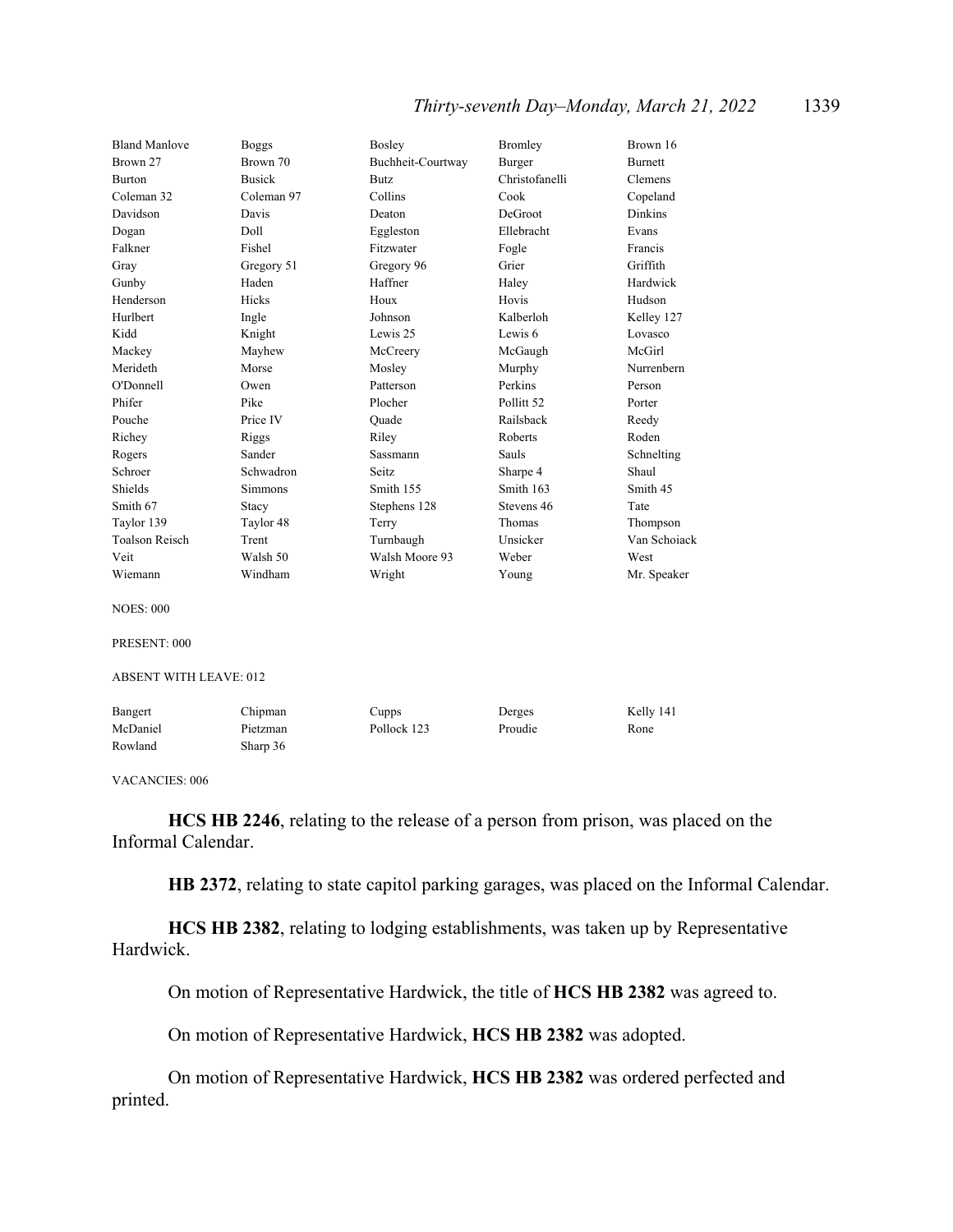| | | | | |
|---|---|---|---|---|
| Bland Manlove | Boggs | Bosley | Bromley | Brown 16 |
| Brown 27 | Brown 70 | Buchheit-Courtway | Burger | Burnett |
| Burton | Busick | Butz | Christofanelli | Clemens |
| Coleman 32 | Coleman 97 | Collins | Cook | Copeland |
| Davidson | Davis | Deaton | DeGroot | Dinkins |
| Dogan | Doll | Eggleston | Ellebracht | Evans |
| Falkner | Fishel | Fitzwater | Fogle | Francis |
| Gray | Gregory 51 | Gregory 96 | Grier | Griffith |
| Gunby | Haden | Haffner | Haley | Hardwick |
| Henderson | Hicks | Houx | Hovis | Hudson |
| Hurlbert | Ingle | Johnson | Kalberloh | Kelley 127 |
| Kidd | Knight | Lewis 25 | Lewis 6 | Lovasco |
| Mackey | Mayhew | McCreery | McGaugh | McGirl |
| Merideth | Morse | Mosley | Murphy | Nurrenbern |
| O'Donnell | Owen | Patterson | Perkins | Person |
| Phifer | Pike | Plocher | Pollitt 52 | Porter |
| Pouche | Price IV | Quade | Railsback | Reedy |
| Richey | Riggs | Riley | Roberts | Roden |
| Rogers | Sander | Sassmann | Sauls | Schnelting |
| Schroer | Schwadron | Seitz | Sharpe 4 | Shaul |
| Shields | Simmons | Smith 155 | Smith 163 | Smith 45 |
| Smith 67 | Stacy | Stephens 128 | Stevens 46 | Tate |
| Taylor 139 | Taylor 48 | Terry | Thomas | Thompson |
| Toalson Reisch | Trent | Turnbaugh | Unsicker | Van Schoiack |
| Veit | Walsh 50 | Walsh Moore 93 | Weber | West |
| Wiemann | Windham | Wright | Young | Mr. Speaker |

NOES: 000

PRESENT: 000

ABSENT WITH LEAVE: 012

| | | | | |
|---|---|---|---|---|
| Bangert | Chipman | Cupps | Derges | Kelly 141 |
| McDaniel | Pietzman | Pollock 123 | Proudie | Rone |
| Rowland | Sharp 36 | | | |

VACANCIES: 006

**HCS HB 2246**, relating to the release of a person from prison, was placed on the Informal Calendar.

**HB 2372**, relating to state capitol parking garages, was placed on the Informal Calendar.

**HCS HB 2382**, relating to lodging establishments, was taken up by Representative Hardwick.

On motion of Representative Hardwick, the title of **HCS HB 2382** was agreed to.

On motion of Representative Hardwick, **HCS HB 2382** was adopted.

On motion of Representative Hardwick, **HCS HB 2382** was ordered perfected and printed.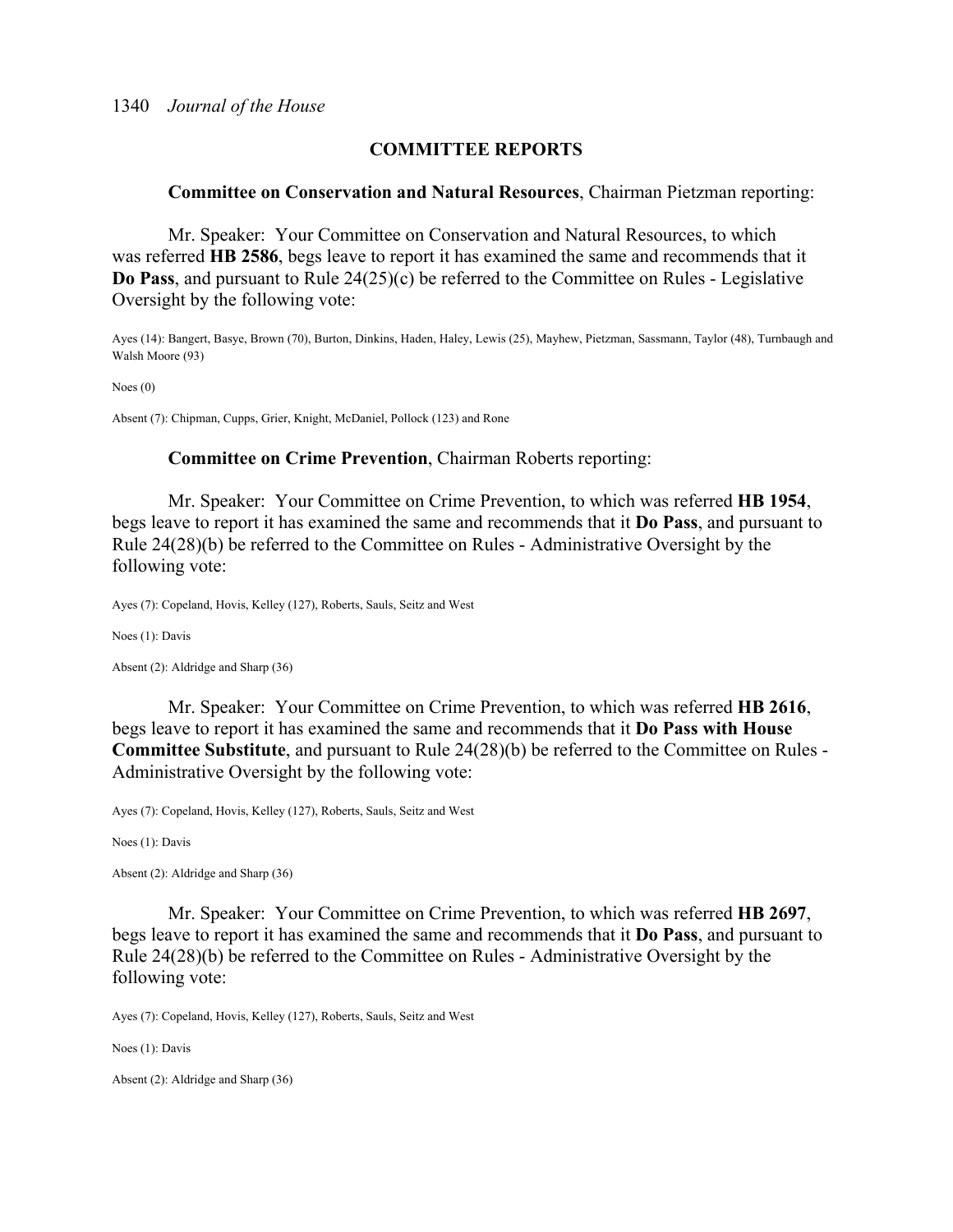## COMMITTEE REPORTS

**Committee on Conservation and Natural Resources**, Chairman Pietzman reporting:

Mr. Speaker: Your Committee on Conservation and Natural Resources, to which was referred **HB 2586**, begs leave to report it has examined the same and recommends that it **Do Pass**, and pursuant to Rule 24(25)(c) be referred to the Committee on Rules - Legislative Oversight by the following vote:

Ayes (14): Bangert, Basye, Brown (70), Burton, Dinkins, Haden, Haley, Lewis (25), Mayhew, Pietzman, Sassmann, Taylor (48), Turnbaugh and Walsh Moore (93)

Noes (0)

Absent (7): Chipman, Cupps, Grier, Knight, McDaniel, Pollock (123) and Rone

**Committee on Crime Prevention**, Chairman Roberts reporting:

Mr. Speaker: Your Committee on Crime Prevention, to which was referred **HB 1954**, begs leave to report it has examined the same and recommends that it **Do Pass**, and pursuant to Rule 24(28)(b) be referred to the Committee on Rules - Administrative Oversight by the following vote:

Ayes (7): Copeland, Hovis, Kelley (127), Roberts, Sauls, Seitz and West

Noes (1): Davis

Absent (2): Aldridge and Sharp (36)

Mr. Speaker: Your Committee on Crime Prevention, to which was referred **HB 2616**, begs leave to report it has examined the same and recommends that it **Do Pass with House Committee Substitute**, and pursuant to Rule 24(28)(b) be referred to the Committee on Rules - Administrative Oversight by the following vote:

Ayes (7): Copeland, Hovis, Kelley (127), Roberts, Sauls, Seitz and West

Noes (1): Davis

Absent (2): Aldridge and Sharp (36)

Mr. Speaker: Your Committee on Crime Prevention, to which was referred **HB 2697**, begs leave to report it has examined the same and recommends that it **Do Pass**, and pursuant to Rule 24(28)(b) be referred to the Committee on Rules - Administrative Oversight by the following vote:

Ayes (7): Copeland, Hovis, Kelley (127), Roberts, Sauls, Seitz and West

Noes (1): Davis

Absent (2): Aldridge and Sharp (36)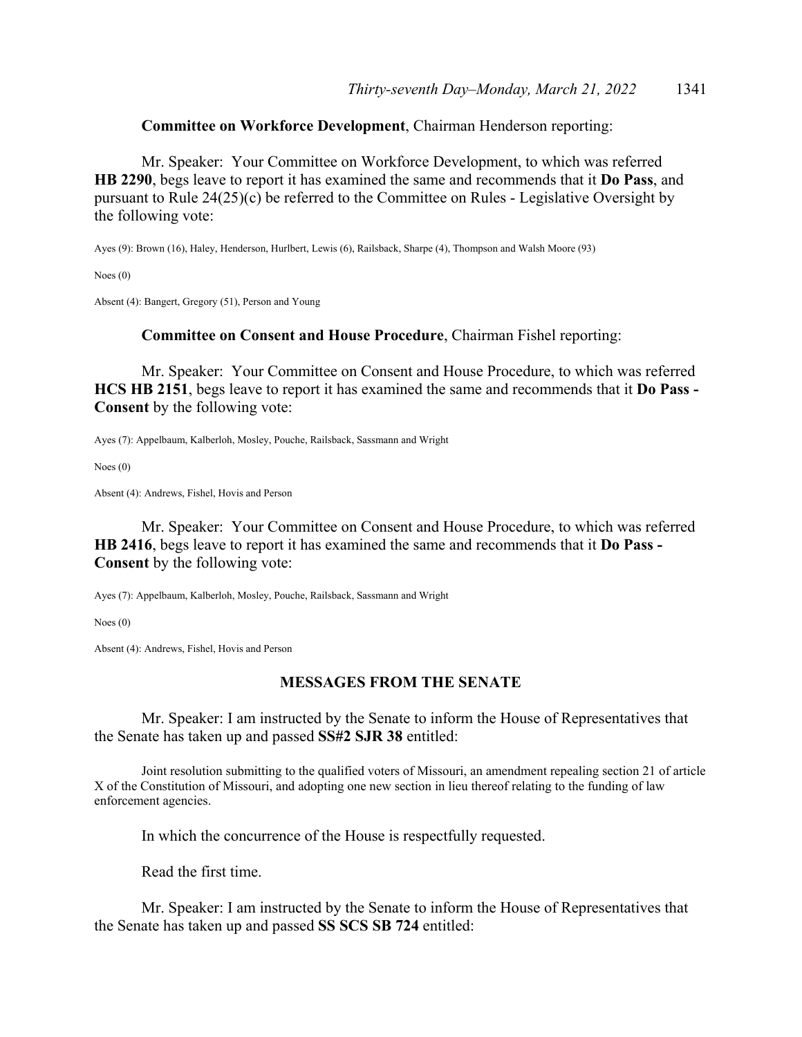**Committee on Workforce Development**, Chairman Henderson reporting:

Mr. Speaker: Your Committee on Workforce Development, to which was referred **HB 2290**, begs leave to report it has examined the same and recommends that it **Do Pass**, and pursuant to Rule 24(25)(c) be referred to the Committee on Rules - Legislative Oversight by the following vote:

Ayes (9): Brown (16), Haley, Henderson, Hurlbert, Lewis (6), Railsback, Sharpe (4), Thompson and Walsh Moore (93)

Noes (0)

Absent (4): Bangert, Gregory (51), Person and Young

**Committee on Consent and House Procedure**, Chairman Fishel reporting:

Mr. Speaker: Your Committee on Consent and House Procedure, to which was referred **HCS HB 2151**, begs leave to report it has examined the same and recommends that it **Do Pass - Consent** by the following vote:

Ayes (7): Appelbaum, Kalberloh, Mosley, Pouche, Railsback, Sassmann and Wright

Noes (0)

Absent (4): Andrews, Fishel, Hovis and Person

Mr. Speaker: Your Committee on Consent and House Procedure, to which was referred **HB 2416**, begs leave to report it has examined the same and recommends that it **Do Pass - Consent** by the following vote:

Ayes (7): Appelbaum, Kalberloh, Mosley, Pouche, Railsback, Sassmann and Wright

Noes (0)

Absent (4): Andrews, Fishel, Hovis and Person

## MESSAGES FROM THE SENATE

Mr. Speaker: I am instructed by the Senate to inform the House of Representatives that the Senate has taken up and passed **SS#2 SJR 38** entitled:

Joint resolution submitting to the qualified voters of Missouri, an amendment repealing section 21 of article X of the Constitution of Missouri, and adopting one new section in lieu thereof relating to the funding of law enforcement agencies.

In which the concurrence of the House is respectfully requested.

Read the first time.

Mr. Speaker: I am instructed by the Senate to inform the House of Representatives that the Senate has taken up and passed **SS SCS SB 724** entitled: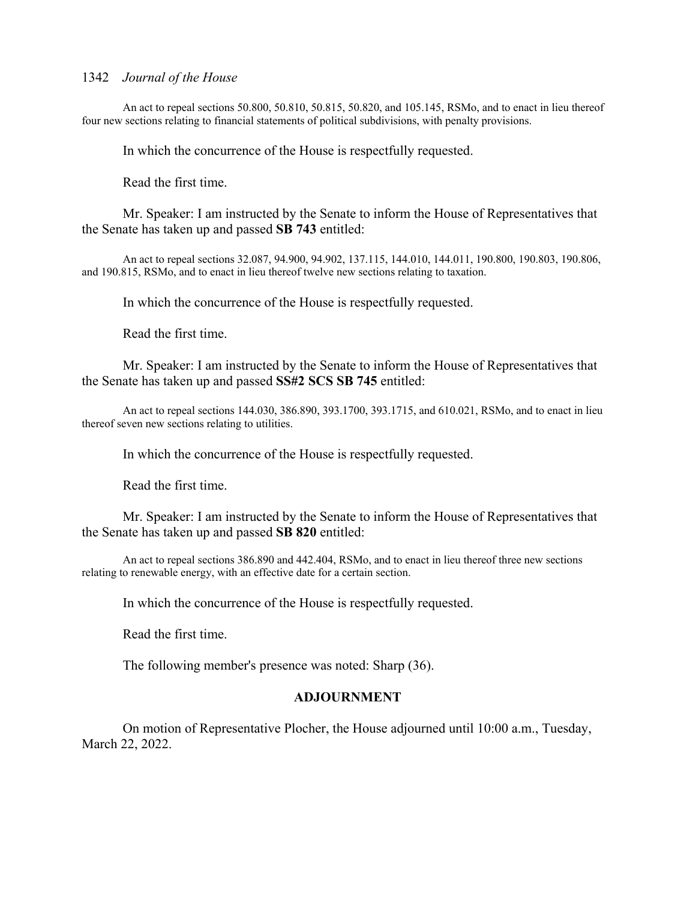An act to repeal sections 50.800, 50.810, 50.815, 50.820, and 105.145, RSMo, and to enact in lieu thereof four new sections relating to financial statements of political subdivisions, with penalty provisions.

In which the concurrence of the House is respectfully requested.

Read the first time.

Mr. Speaker: I am instructed by the Senate to inform the House of Representatives that the Senate has taken up and passed **SB 743** entitled:

An act to repeal sections 32.087, 94.900, 94.902, 137.115, 144.010, 144.011, 190.800, 190.803, 190.806, and 190.815, RSMo, and to enact in lieu thereof twelve new sections relating to taxation.

In which the concurrence of the House is respectfully requested.

Read the first time.

Mr. Speaker: I am instructed by the Senate to inform the House of Representatives that the Senate has taken up and passed **SS#2 SCS SB 745** entitled:

An act to repeal sections 144.030, 386.890, 393.1700, 393.1715, and 610.021, RSMo, and to enact in lieu thereof seven new sections relating to utilities.

In which the concurrence of the House is respectfully requested.

Read the first time.

Mr. Speaker: I am instructed by the Senate to inform the House of Representatives that the Senate has taken up and passed **SB 820** entitled:

An act to repeal sections 386.890 and 442.404, RSMo, and to enact in lieu thereof three new sections relating to renewable energy, with an effective date for a certain section.

In which the concurrence of the House is respectfully requested.

Read the first time.

The following member's presence was noted: Sharp (36).

## ADJOURNMENT

On motion of Representative Plocher, the House adjourned until 10:00 a.m., Tuesday, March 22, 2022.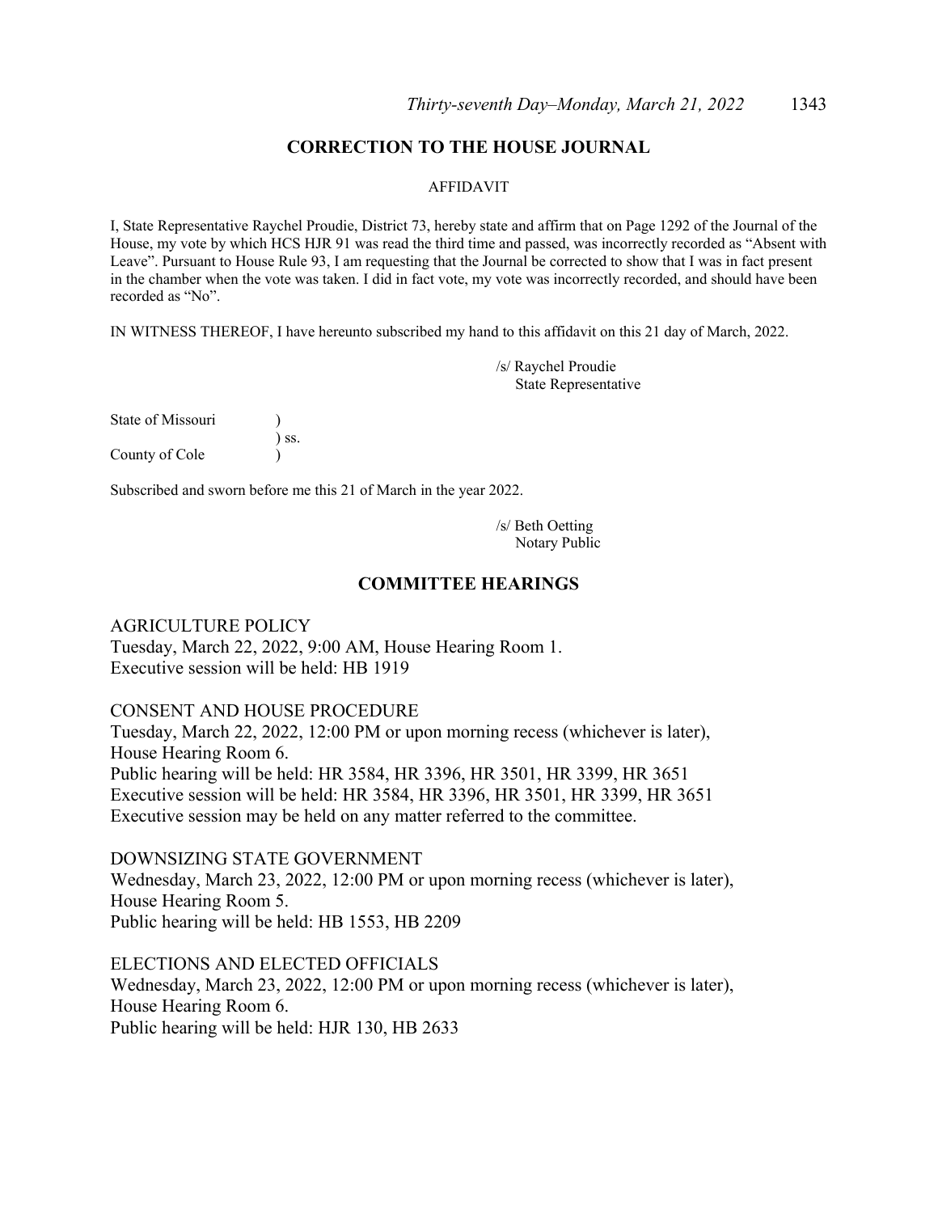## CORRECTION TO THE HOUSE JOURNAL

AFFIDAVIT

I, State Representative Raychel Proudie, District 73, hereby state and affirm that on Page 1292 of the Journal of the House, my vote by which HCS HJR 91 was read the third time and passed, was incorrectly recorded as "Absent with Leave". Pursuant to House Rule 93, I am requesting that the Journal be corrected to show that I was in fact present in the chamber when the vote was taken. I did in fact vote, my vote was incorrectly recorded, and should have been recorded as "No".

IN WITNESS THEREOF, I have hereunto subscribed my hand to this affidavit on this 21 day of March, 2022.

/s/ Raychel Proudie
State Representative

State of Missouri )
) ss.
County of Cole )

Subscribed and sworn before me this 21 of March in the year 2022.

/s/ Beth Oetting
Notary Public

## COMMITTEE HEARINGS

AGRICULTURE POLICY
Tuesday, March 22, 2022, 9:00 AM, House Hearing Room 1.
Executive session will be held: HB 1919

CONSENT AND HOUSE PROCEDURE
Tuesday, March 22, 2022, 12:00 PM or upon morning recess (whichever is later), House Hearing Room 6.
Public hearing will be held: HR 3584, HR 3396, HR 3501, HR 3399, HR 3651
Executive session will be held: HR 3584, HR 3396, HR 3501, HR 3399, HR 3651
Executive session may be held on any matter referred to the committee.

DOWNSIZING STATE GOVERNMENT
Wednesday, March 23, 2022, 12:00 PM or upon morning recess (whichever is later), House Hearing Room 5.
Public hearing will be held: HB 1553, HB 2209

ELECTIONS AND ELECTED OFFICIALS
Wednesday, March 23, 2022, 12:00 PM or upon morning recess (whichever is later), House Hearing Room 6.
Public hearing will be held: HJR 130, HB 2633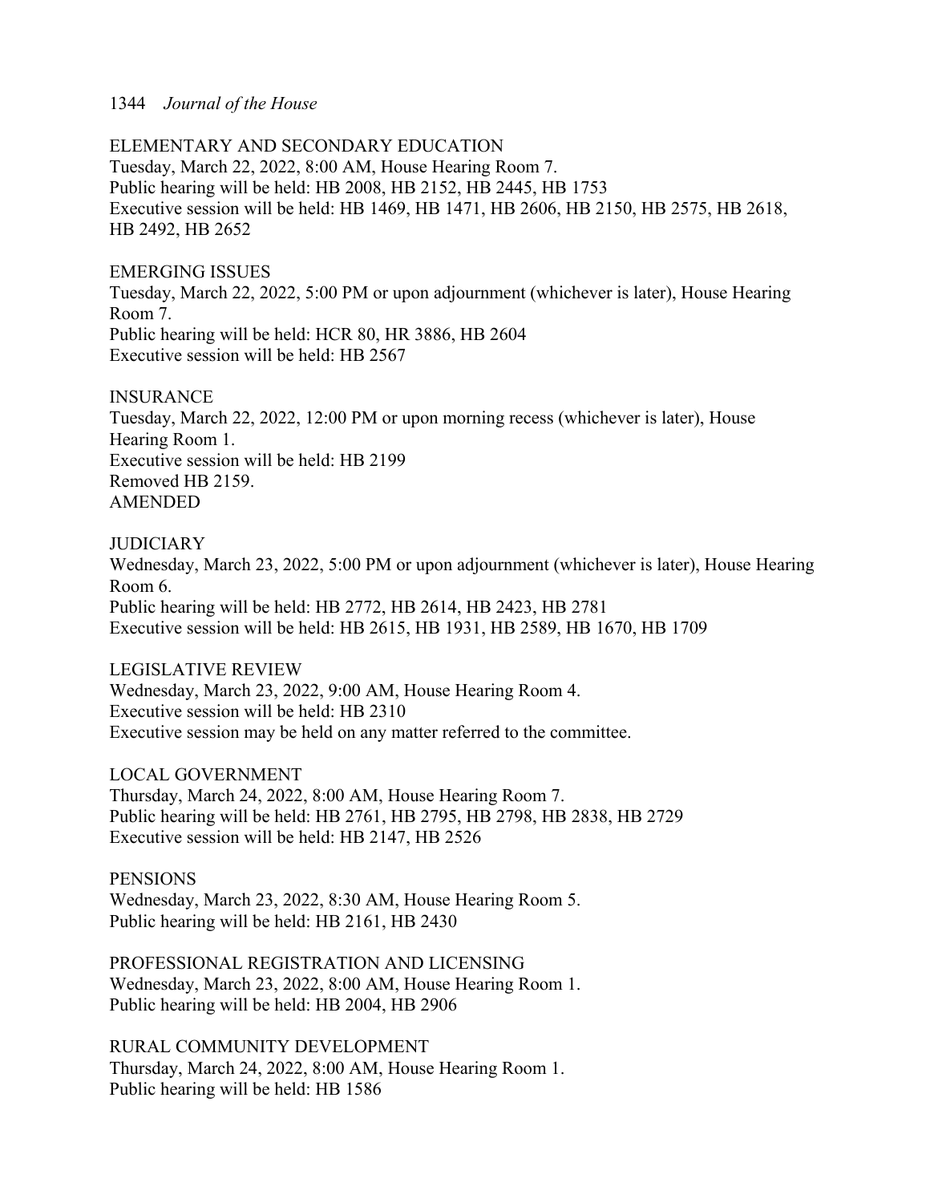ELEMENTARY AND SECONDARY EDUCATION
Tuesday, March 22, 2022, 8:00 AM, House Hearing Room 7.
Public hearing will be held: HB 2008, HB 2152, HB 2445, HB 1753
Executive session will be held: HB 1469, HB 1471, HB 2606, HB 2150, HB 2575, HB 2618, HB 2492, HB 2652

EMERGING ISSUES
Tuesday, March 22, 2022, 5:00 PM or upon adjournment (whichever is later), House Hearing Room 7.
Public hearing will be held: HCR 80, HR 3886, HB 2604
Executive session will be held: HB 2567

INSURANCE
Tuesday, March 22, 2022, 12:00 PM or upon morning recess (whichever is later), House Hearing Room 1.
Executive session will be held: HB 2199
Removed HB 2159.
AMENDED

JUDICIARY
Wednesday, March 23, 2022, 5:00 PM or upon adjournment (whichever is later), House Hearing Room 6.
Public hearing will be held: HB 2772, HB 2614, HB 2423, HB 2781
Executive session will be held: HB 2615, HB 1931, HB 2589, HB 1670, HB 1709

LEGISLATIVE REVIEW
Wednesday, March 23, 2022, 9:00 AM, House Hearing Room 4.
Executive session will be held: HB 2310
Executive session may be held on any matter referred to the committee.

LOCAL GOVERNMENT
Thursday, March 24, 2022, 8:00 AM, House Hearing Room 7.
Public hearing will be held: HB 2761, HB 2795, HB 2798, HB 2838, HB 2729
Executive session will be held: HB 2147, HB 2526

PENSIONS
Wednesday, March 23, 2022, 8:30 AM, House Hearing Room 5.
Public hearing will be held: HB 2161, HB 2430

PROFESSIONAL REGISTRATION AND LICENSING
Wednesday, March 23, 2022, 8:00 AM, House Hearing Room 1.
Public hearing will be held: HB 2004, HB 2906

RURAL COMMUNITY DEVELOPMENT
Thursday, March 24, 2022, 8:00 AM, House Hearing Room 1.
Public hearing will be held: HB 1586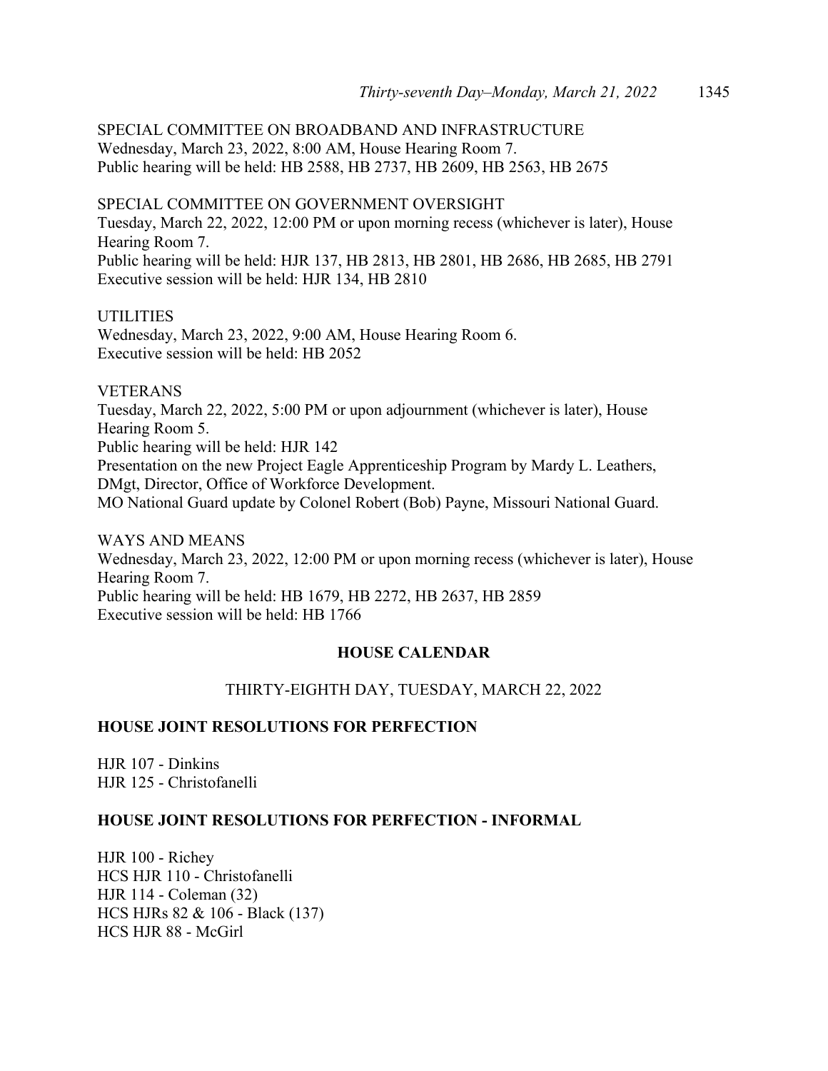SPECIAL COMMITTEE ON BROADBAND AND INFRASTRUCTURE
Wednesday, March 23, 2022, 8:00 AM, House Hearing Room 7.
Public hearing will be held: HB 2588, HB 2737, HB 2609, HB 2563, HB 2675

SPECIAL COMMITTEE ON GOVERNMENT OVERSIGHT
Tuesday, March 22, 2022, 12:00 PM or upon morning recess (whichever is later), House Hearing Room 7.
Public hearing will be held: HJR 137, HB 2813, HB 2801, HB 2686, HB 2685, HB 2791
Executive session will be held: HJR 134, HB 2810

UTILITIES
Wednesday, March 23, 2022, 9:00 AM, House Hearing Room 6.
Executive session will be held: HB 2052

VETERANS
Tuesday, March 22, 2022, 5:00 PM or upon adjournment (whichever is later), House Hearing Room 5.
Public hearing will be held: HJR 142
Presentation on the new Project Eagle Apprenticeship Program by Mardy L. Leathers, DMgt, Director, Office of Workforce Development.
MO National Guard update by Colonel Robert (Bob) Payne, Missouri National Guard.

WAYS AND MEANS
Wednesday, March 23, 2022, 12:00 PM or upon morning recess (whichever is later), House Hearing Room 7.
Public hearing will be held: HB 1679, HB 2272, HB 2637, HB 2859
Executive session will be held: HB 1766

## HOUSE CALENDAR

THIRTY-EIGHTH DAY, TUESDAY, MARCH 22, 2022

### HOUSE JOINT RESOLUTIONS FOR PERFECTION

HJR 107 - Dinkins
HJR 125 - Christofanelli

### HOUSE JOINT RESOLUTIONS FOR PERFECTION - INFORMAL

HJR 100 - Richey
HCS HJR 110 - Christofanelli
HJR 114 - Coleman (32)
HCS HJRs 82 & 106 - Black (137)
HCS HJR 88 - McGirl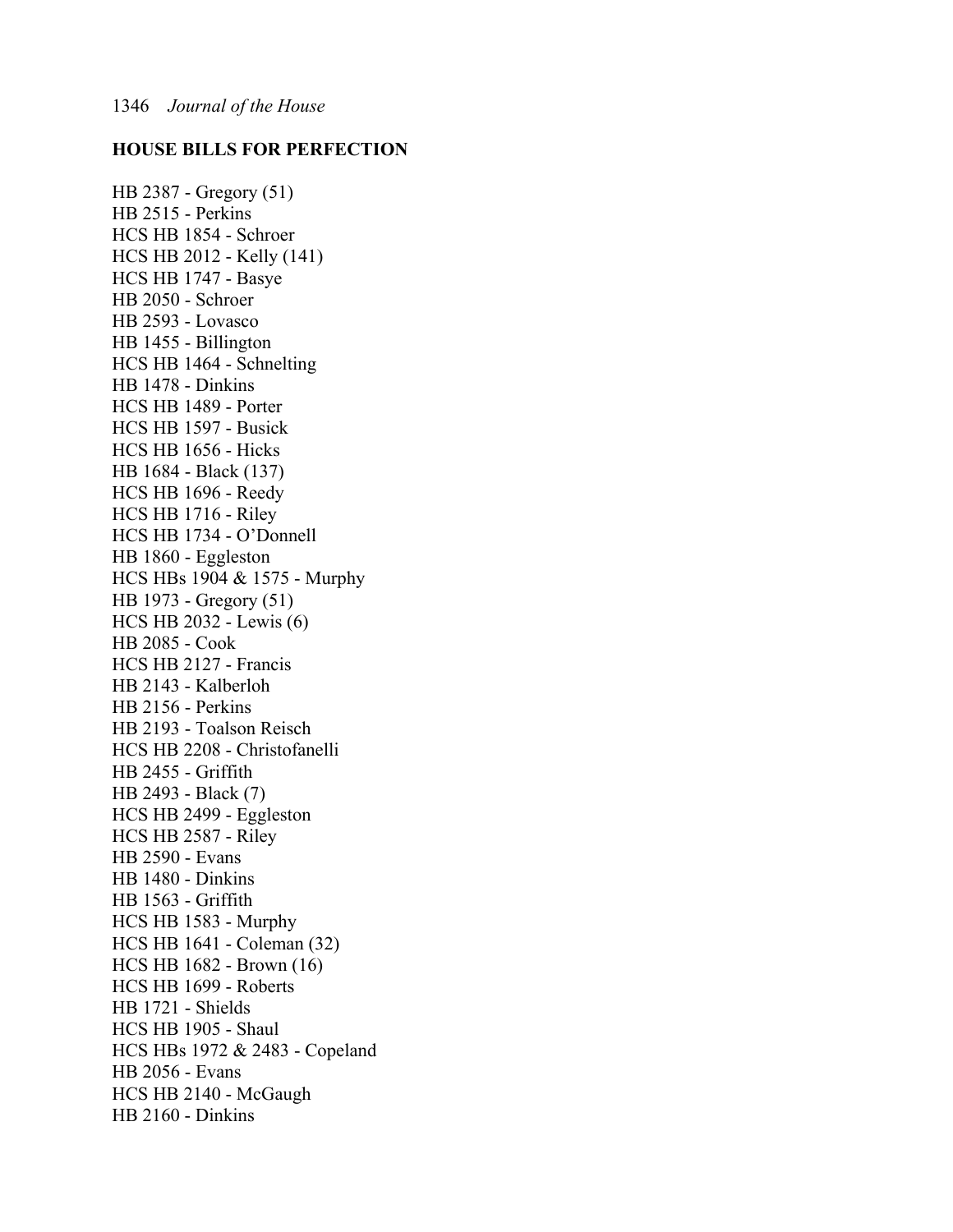## HOUSE BILLS FOR PERFECTION

HB 2387 - Gregory (51)
HB 2515 - Perkins
HCS HB 1854 - Schroer
HCS HB 2012 - Kelly (141)
HCS HB 1747 - Basye
HB 2050 - Schroer
HB 2593 - Lovasco
HB 1455 - Billington
HCS HB 1464 - Schnelting
HB 1478 - Dinkins
HCS HB 1489 - Porter
HCS HB 1597 - Busick
HCS HB 1656 - Hicks
HB 1684 - Black (137)
HCS HB 1696 - Reedy
HCS HB 1716 - Riley
HCS HB 1734 - O'Donnell
HB 1860 - Eggleston
HCS HBs 1904 & 1575 - Murphy
HB 1973 - Gregory (51)
HCS HB 2032 - Lewis (6)
HB 2085 - Cook
HCS HB 2127 - Francis
HB 2143 - Kalberloh
HB 2156 - Perkins
HB 2193 - Toalson Reisch
HCS HB 2208 - Christofanelli
HB 2455 - Griffith
HB 2493 - Black (7)
HCS HB 2499 - Eggleston
HCS HB 2587 - Riley
HB 2590 - Evans
HB 1480 - Dinkins
HB 1563 - Griffith
HCS HB 1583 - Murphy
HCS HB 1641 - Coleman (32)
HCS HB 1682 - Brown (16)
HCS HB 1699 - Roberts
HB 1721 - Shields
HCS HB 1905 - Shaul
HCS HBs 1972 & 2483 - Copeland
HB 2056 - Evans
HCS HB 2140 - McGaugh
HB 2160 - Dinkins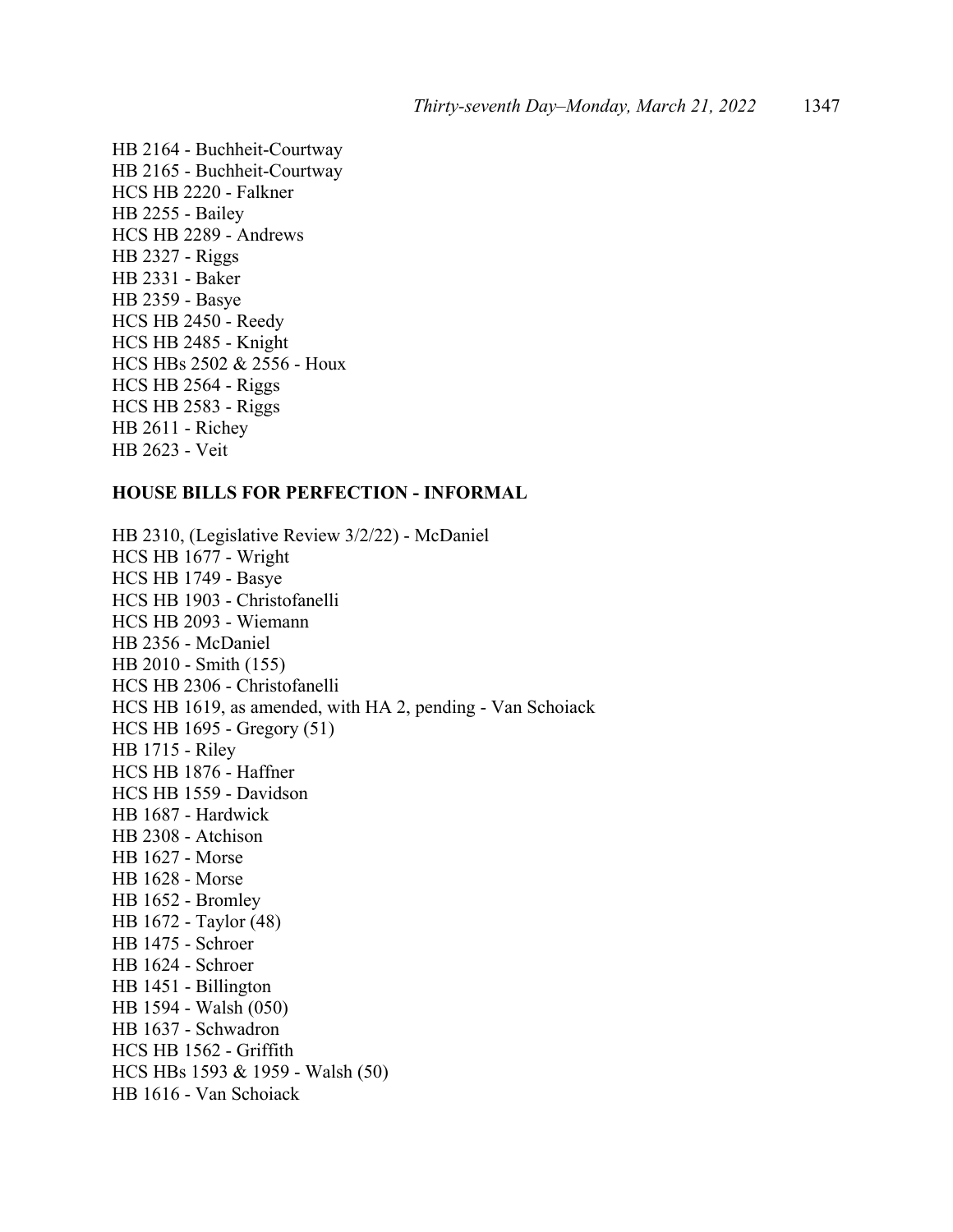HB 2164 - Buchheit-Courtway  
HB 2165 - Buchheit-Courtway  
HCS HB 2220 - Falkner  
HB 2255 - Bailey  
HCS HB 2289 - Andrews  
HB 2327 - Riggs  
HB 2331 - Baker  
HB 2359 - Basye  
HCS HB 2450 - Reedy  
HCS HB 2485 - Knight  
HCS HBs 2502 & 2556 - Houx  
HCS HB 2564 - Riggs  
HCS HB 2583 - Riggs  
HB 2611 - Richey  
HB 2623 - Veit

**HOUSE BILLS FOR PERFECTION - INFORMAL**

HB 2310, (Legislative Review 3/2/22) - McDaniel  
HCS HB 1677 - Wright  
HCS HB 1749 - Basye  
HCS HB 1903 - Christofanelli  
HCS HB 2093 - Wiemann  
HB 2356 - McDaniel  
HB 2010 - Smith (155)  
HCS HB 2306 - Christofanelli  
HCS HB 1619, as amended, with HA 2, pending - Van Schoiack  
HCS HB 1695 - Gregory (51)  
HB 1715 - Riley  
HCS HB 1876 - Haffner  
HCS HB 1559 - Davidson  
HB 1687 - Hardwick  
HB 2308 - Atchison  
HB 1627 - Morse  
HB 1628 - Morse  
HB 1652 - Bromley  
HB 1672 - Taylor (48)  
HB 1475 - Schroer  
HB 1624 - Schroer  
HB 1451 - Billington  
HB 1594 - Walsh (050)  
HB 1637 - Schwadron  
HCS HB 1562 - Griffith  
HCS HBs 1593 & 1959 - Walsh (50)  
HB 1616 - Van Schoiack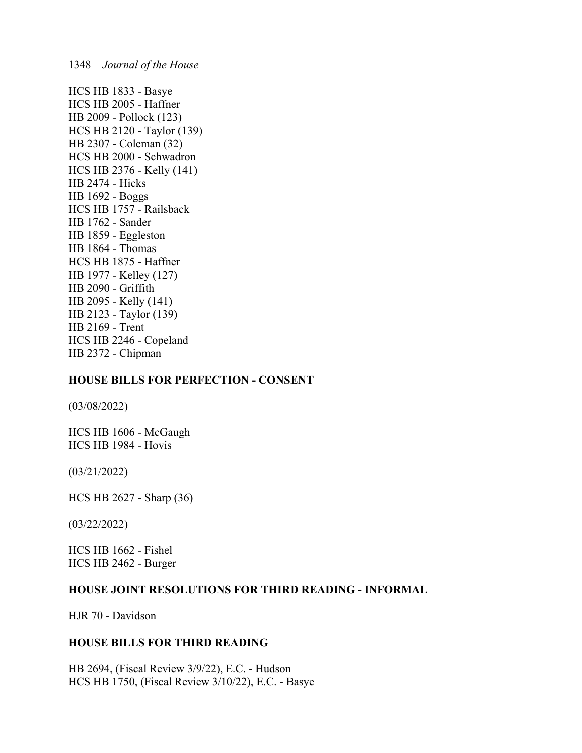HCS HB 1833 - Basye
HCS HB 2005 - Haffner
HB 2009 - Pollock (123)
HCS HB 2120 - Taylor (139)
HB 2307 - Coleman (32)
HCS HB 2000 - Schwadron
HCS HB 2376 - Kelly (141)
HB 2474 - Hicks
HB 1692 - Boggs
HCS HB 1757 - Railsback
HB 1762 - Sander
HB 1859 - Eggleston
HB 1864 - Thomas
HCS HB 1875 - Haffner
HB 1977 - Kelley (127)
HB 2090 - Griffith
HB 2095 - Kelly (141)
HB 2123 - Taylor (139)
HB 2169 - Trent
HCS HB 2246 - Copeland
HB 2372 - Chipman

**HOUSE BILLS FOR PERFECTION - CONSENT**

(03/08/2022)

HCS HB 1606 - McGaugh
HCS HB 1984 - Hovis

(03/21/2022)

HCS HB 2627 - Sharp (36)

(03/22/2022)

HCS HB 1662 - Fishel
HCS HB 2462 - Burger

**HOUSE JOINT RESOLUTIONS FOR THIRD READING - INFORMAL**

HJR 70 - Davidson

**HOUSE BILLS FOR THIRD READING**

HB 2694, (Fiscal Review 3/9/22), E.C. - Hudson
HCS HB 1750, (Fiscal Review 3/10/22), E.C. - Basye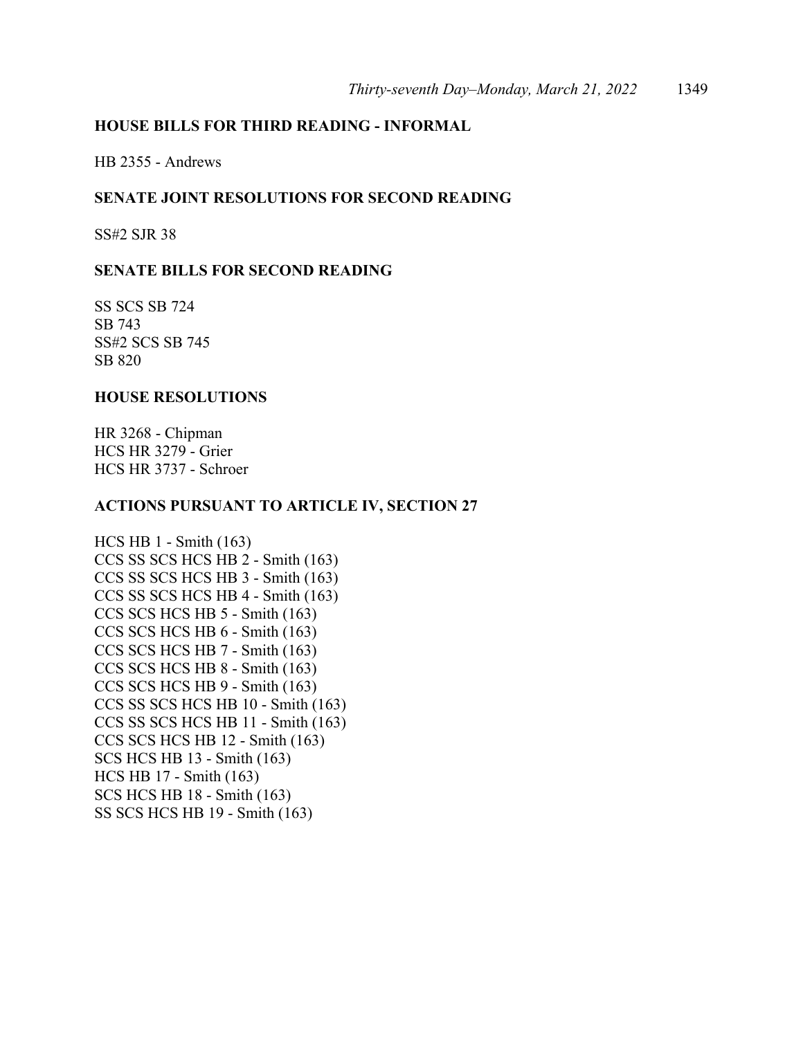**HOUSE BILLS FOR THIRD READING - INFORMAL**

HB 2355 - Andrews

**SENATE JOINT RESOLUTIONS FOR SECOND READING**

SS#2 SJR 38

**SENATE BILLS FOR SECOND READING**

SS SCS SB 724
SB 743
SS#2 SCS SB 745
SB 820

**HOUSE RESOLUTIONS**

HR 3268 - Chipman
HCS HR 3279 - Grier
HCS HR 3737 - Schroer

**ACTIONS PURSUANT TO ARTICLE IV, SECTION 27**

HCS HB 1 - Smith (163)
CCS SS SCS HCS HB 2 - Smith (163)
CCS SS SCS HCS HB 3 - Smith (163)
CCS SS SCS HCS HB 4 - Smith (163)
CCS SCS HCS HB 5 - Smith (163)
CCS SCS HCS HB 6 - Smith (163)
CCS SCS HCS HB 7 - Smith (163)
CCS SCS HCS HB 8 - Smith (163)
CCS SCS HCS HB 9 - Smith (163)
CCS SS SCS HCS HB 10 - Smith (163)
CCS SS SCS HCS HB 11 - Smith (163)
CCS SCS HCS HB 12 - Smith (163)
SCS HCS HB 13 - Smith (163)
HCS HB 17 - Smith (163)
SCS HCS HB 18 - Smith (163)
SS SCS HCS HB 19 - Smith (163)